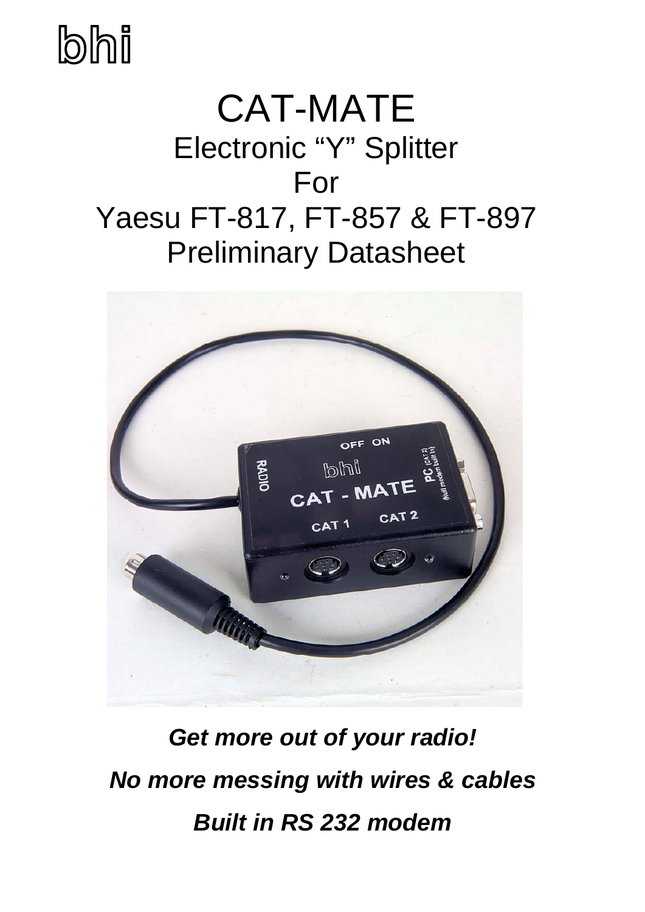bhi

# CAT-MATE

## Electronic “Y” Splitter

## For

## Yaesu FT-817, FT-857 & FT-897

## Preliminary Datasheet

***Get more out of your radio!***

***No more messing with wires & cables***

***Built in RS 232 modem***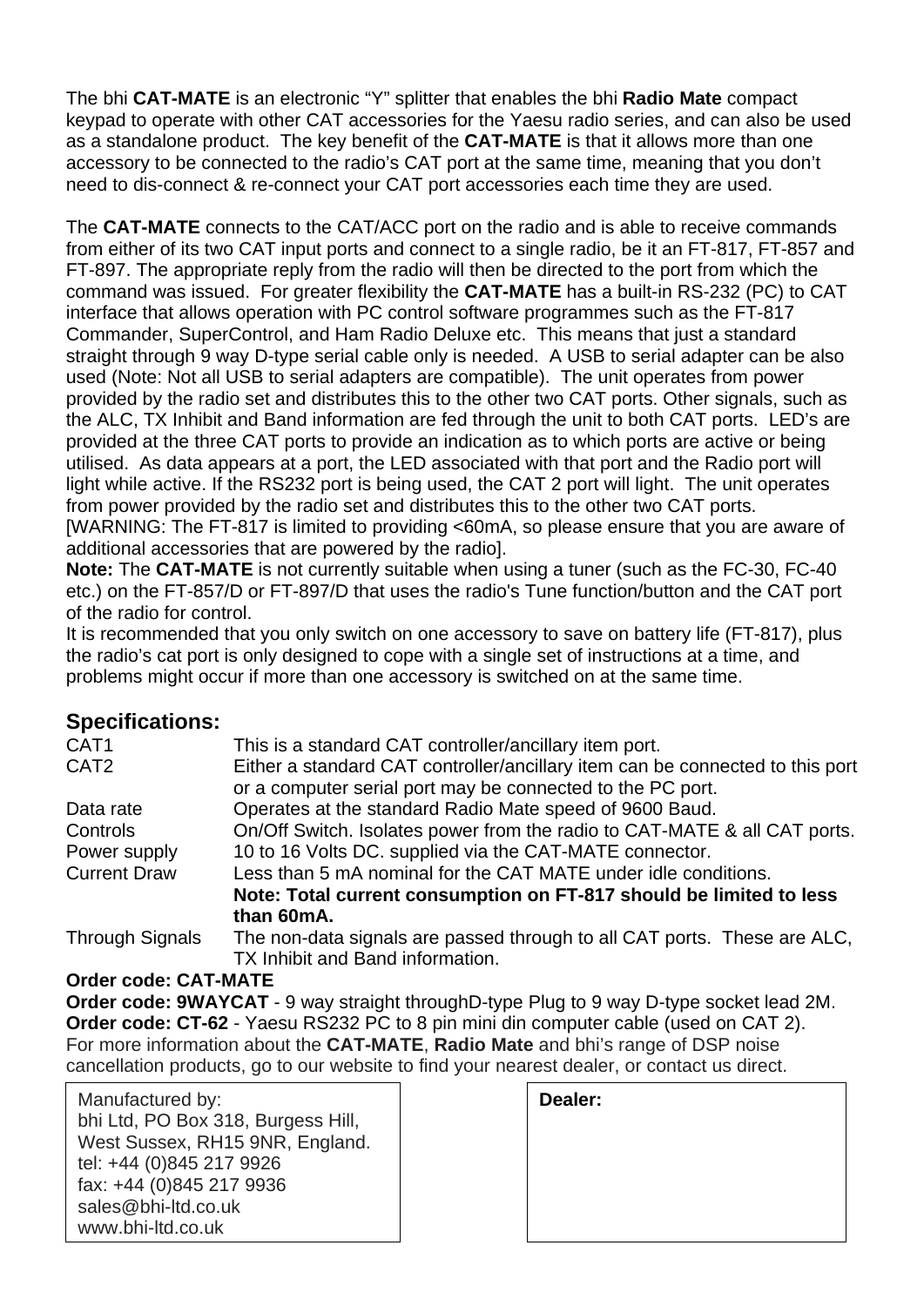The bhi **CAT-MATE** is an electronic "Y" splitter that enables the bhi **Radio Mate** compact keypad to operate with other CAT accessories for the Yaesu radio series, and can also be used as a standalone product. The key benefit of the **CAT-MATE** is that it allows more than one accessory to be connected to the radio's CAT port at the same time, meaning that you don't need to dis-connect & re-connect your CAT port accessories each time they are used.

The **CAT-MATE** connects to the CAT/ACC port on the radio and is able to receive commands from either of its two CAT input ports and connect to a single radio, be it an FT-817, FT-857 and FT-897. The appropriate reply from the radio will then be directed to the port from which the command was issued. For greater flexibility the **CAT-MATE** has a built-in RS-232 (PC) to CAT interface that allows operation with PC control software programmes such as the FT-817 Commander, SuperControl, and Ham Radio Deluxe etc. This means that just a standard straight through 9 way D-type serial cable only is needed. A USB to serial adapter can be also used (Note: Not all USB to serial adapters are compatible). The unit operates from power provided by the radio set and distributes this to the other two CAT ports. Other signals, such as the ALC, TX Inhibit and Band information are fed through the unit to both CAT ports. LED's are provided at the three CAT ports to provide an indication as to which ports are active or being utilised. As data appears at a port, the LED associated with that port and the Radio port will light while active. If the RS232 port is being used, the CAT 2 port will light. The unit operates from power provided by the radio set and distributes this to the other two CAT ports. [WARNING: The FT-817 is limited to providing <60mA, so please ensure that you are aware of additional accessories that are powered by the radio].

**Note:** The **CAT-MATE** is not currently suitable when using a tuner (such as the FC-30, FC-40 etc.) on the FT-857/D or FT-897/D that uses the radio's Tune function/button and the CAT port of the radio for control.

It is recommended that you only switch on one accessory to save on battery life (FT-817), plus the radio's cat port is only designed to cope with a single set of instructions at a time, and problems might occur if more than one accessory is switched on at the same time.

## Specifications:

| | |
|---|---|
| CAT1 | This is a standard CAT controller/ancillary item port. |
| CAT2 | Either a standard CAT controller/ancillary item can be connected to this port or a computer serial port may be connected to the PC port. |
| Data rate | Operates at the standard Radio Mate speed of 9600 Baud. |
| Controls | On/Off Switch. Isolates power from the radio to CAT-MATE & all CAT ports. |
| Power supply | 10 to 16 Volts DC. supplied via the CAT-MATE connector. |
| Current Draw | Less than 5 mA nominal for the CAT MATE under idle conditions. **Note: Total current consumption on FT-817 should be limited to less than 60mA.** |
| Through Signals | The non-data signals are passed through to all CAT ports. These are ALC, TX Inhibit and Band information. |

**Order code: CAT-MATE**

**Order code: 9WAYCAT** - 9 way straight throughD-type Plug to 9 way D-type socket lead 2M.

**Order code: CT-62** - Yaesu RS232 PC to 8 pin mini din computer cable (used on CAT 2).

For more information about the **CAT-MATE**, **Radio Mate** and bhi's range of DSP noise cancellation products, go to our website to find your nearest dealer, or contact us direct.

Manufactured by:
bhi Ltd, PO Box 318, Burgess Hill,
West Sussex, RH15 9NR, England.
tel: +44 (0)845 217 9926
fax: +44 (0)845 217 9936
sales@bhi-ltd.co.uk
www.bhi-ltd.co.uk

**Dealer:**